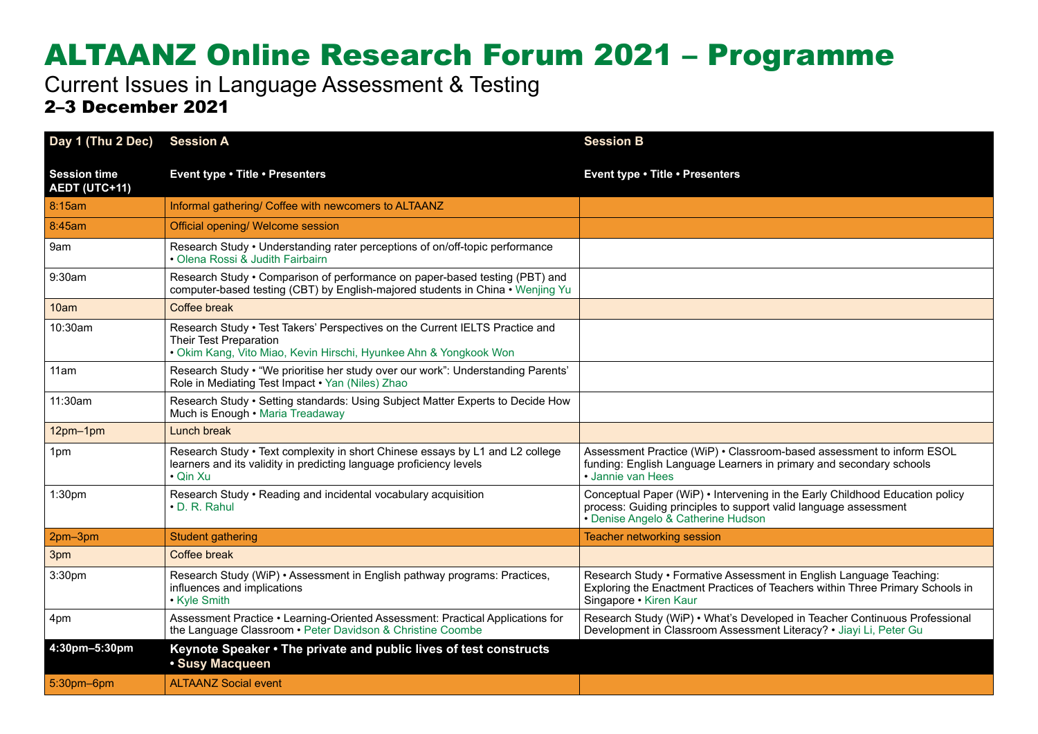# ALTAANZ Online Research Forum 2021 – Programme

Current Issues in Language Assessment & Testing

**2–3 December 2021**

| Day 1 (Thu 2 Dec) | Session A | Session B |
|---|---|---|
| **Session time AEDT (UTC+11)** | **Event type • Title • Presenters** | **Event type • Title • Presenters** |
| 8:15am | Informal gathering/ Coffee with newcomers to ALTAANZ | |
| 8:45am | Official opening/ Welcome session | |
| 9am | Research Study • Understanding rater perceptions of on/off-topic performance • Olena Rossi & Judith Fairbairn | |
| 9:30am | Research Study • Comparison of performance on paper-based testing (PBT) and computer-based testing (CBT) by English-majored students in China • Wenjing Yu | |
| 10am | Coffee break | |
| 10:30am | Research Study • Test Takers' Perspectives on the Current IELTS Practice and Their Test Preparation • Okim Kang, Vito Miao, Kevin Hirschi, Hyunkee Ahn & Yongkook Won | |
| 11am | Research Study • "We prioritise her study over our work": Understanding Parents' Role in Mediating Test Impact • Yan (Niles) Zhao | |
| 11:30am | Research Study • Setting standards: Using Subject Matter Experts to Decide How Much is Enough • Maria Treadaway | |
| 12pm–1pm | Lunch break | |
| 1pm | Research Study • Text complexity in short Chinese essays by L1 and L2 college learners and its validity in predicting language proficiency levels • Qin Xu | Assessment Practice (WiP) • Classroom-based assessment to inform ESOL funding: English Language Learners in primary and secondary schools • Jannie van Hees |
| 1:30pm | Research Study • Reading and incidental vocabulary acquisition • D. R. Rahul | Conceptual Paper (WiP) • Intervening in the Early Childhood Education policy process: Guiding principles to support valid language assessment • Denise Angelo & Catherine Hudson |
| 2pm–3pm | Student gathering | Teacher networking session |
| 3pm | Coffee break | |
| 3:30pm | Research Study (WiP) • Assessment in English pathway programs: Practices, influences and implications • Kyle Smith | Research Study • Formative Assessment in English Language Teaching: Exploring the Enactment Practices of Teachers within Three Primary Schools in Singapore • Kiren Kaur |
| 4pm | Assessment Practice • Learning-Oriented Assessment: Practical Applications for the Language Classroom • Peter Davidson & Christine Coombe | Research Study (WiP) • What's Developed in Teacher Continuous Professional Development in Classroom Assessment Literacy? • Jiayi Li, Peter Gu |
| **4:30pm–5:30pm** | **Keynote Speaker • The private and public lives of test constructs • Susy Macqueen** | |
| 5:30pm–6pm | ALTAANZ Social event | |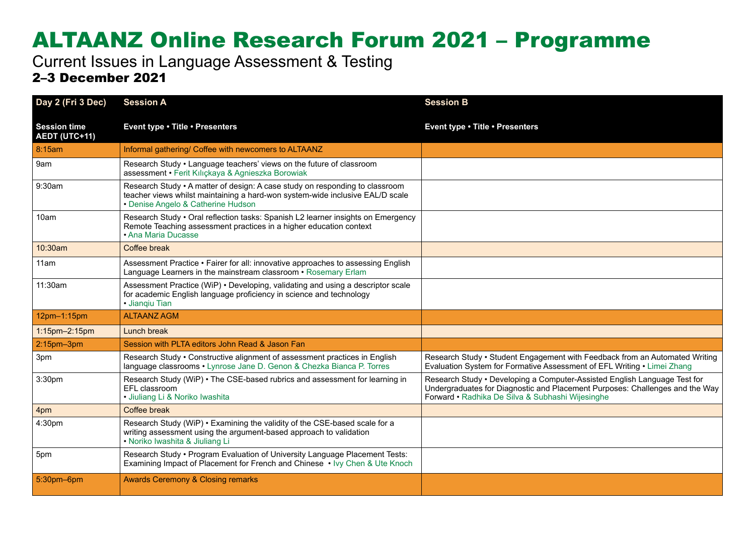# ALTAANZ Online Research Forum 2021 – Programme

Current Issues in Language Assessment & Testing

**2–3 December 2021**

| Day 2 (Fri 3 Dec) | Session A | Session B |
|---|---|---|
| **Session time AEDT (UTC+11)** | **Event type • Title • Presenters** | **Event type • Title • Presenters** |
| 8:15am | Informal gathering/ Coffee with newcomers to ALTAANZ | |
| 9am | Research Study • Language teachers' views on the future of classroom assessment • Ferit Kılıçkaya & Agnieszka Borowiak | |
| 9:30am | Research Study • A matter of design: A case study on responding to classroom teacher views whilst maintaining a hard-won system-wide inclusive EAL/D scale • Denise Angelo & Catherine Hudson | |
| 10am | Research Study • Oral reflection tasks: Spanish L2 learner insights on Emergency Remote Teaching assessment practices in a higher education context • Ana Maria Ducasse | |
| 10:30am | Coffee break | |
| 11am | Assessment Practice • Fairer for all: innovative approaches to assessing English Language Learners in the mainstream classroom • Rosemary Erlam | |
| 11:30am | Assessment Practice (WiP) • Developing, validating and using a descriptor scale for academic English language proficiency in science and technology • Jianqiu Tian | |
| 12pm–1:15pm | ALTAANZ AGM | |
| 1:15pm–2:15pm | Lunch break | |
| 2:15pm–3pm | Session with PLTA editors John Read & Jason Fan | |
| 3pm | Research Study • Constructive alignment of assessment practices in English language classrooms • Lynrose Jane D. Genon & Chezka Bianca P. Torres | Research Study • Student Engagement with Feedback from an Automated Writing Evaluation System for Formative Assessment of EFL Writing • Limei Zhang |
| 3:30pm | Research Study (WiP) • The CSE-based rubrics and assessment for learning in EFL classroom • Jiuliang Li & Noriko Iwashita | Research Study • Developing a Computer-Assisted English Language Test for Undergraduates for Diagnostic and Placement Purposes: Challenges and the Way Forward • Radhika De Silva & Subhashi Wijesinghe |
| 4pm | Coffee break | |
| 4:30pm | Research Study (WiP) • Examining the validity of the CSE-based scale for a writing assessment using the argument-based approach to validation • Noriko Iwashita & Jiuliang Li | |
| 5pm | Research Study • Program Evaluation of University Language Placement Tests: Examining Impact of Placement for French and Chinese • Ivy Chen & Ute Knoch | |
| 5:30pm–6pm | Awards Ceremony & Closing remarks | |